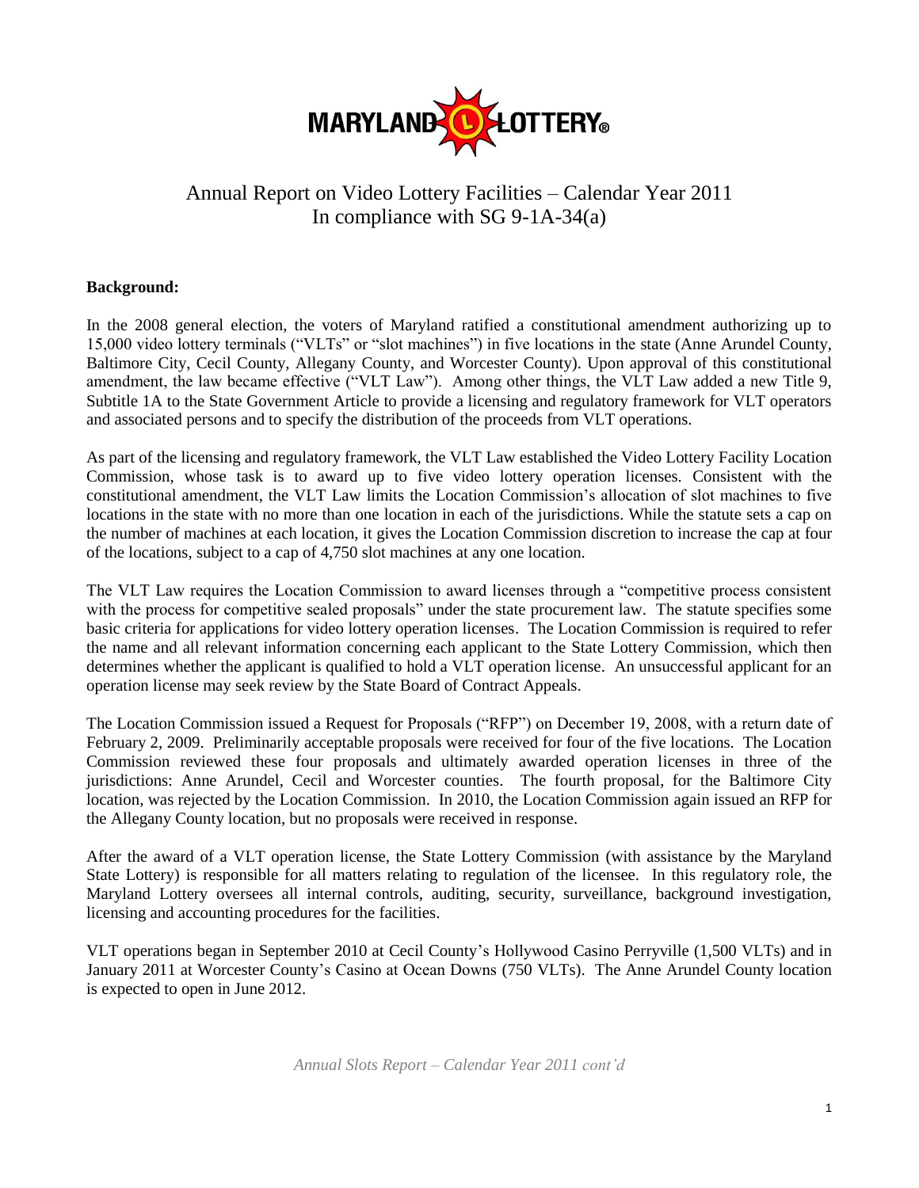MARYLAND LOTTERY®

# Annual Report on Video Lottery Facilities – Calendar Year 2011
In compliance with SG 9-1A-34(a)

**Background:**

In the 2008 general election, the voters of Maryland ratified a constitutional amendment authorizing up to 15,000 video lottery terminals ("VLTs" or "slot machines") in five locations in the state (Anne Arundel County, Baltimore City, Cecil County, Allegany County, and Worcester County). Upon approval of this constitutional amendment, the law became effective ("VLT Law"). Among other things, the VLT Law added a new Title 9, Subtitle 1A to the State Government Article to provide a licensing and regulatory framework for VLT operators and associated persons and to specify the distribution of the proceeds from VLT operations.

As part of the licensing and regulatory framework, the VLT Law established the Video Lottery Facility Location Commission, whose task is to award up to five video lottery operation licenses. Consistent with the constitutional amendment, the VLT Law limits the Location Commission's allocation of slot machines to five locations in the state with no more than one location in each of the jurisdictions. While the statute sets a cap on the number of machines at each location, it gives the Location Commission discretion to increase the cap at four of the locations, subject to a cap of 4,750 slot machines at any one location.

The VLT Law requires the Location Commission to award licenses through a "competitive process consistent with the process for competitive sealed proposals" under the state procurement law. The statute specifies some basic criteria for applications for video lottery operation licenses. The Location Commission is required to refer the name and all relevant information concerning each applicant to the State Lottery Commission, which then determines whether the applicant is qualified to hold a VLT operation license. An unsuccessful applicant for an operation license may seek review by the State Board of Contract Appeals.

The Location Commission issued a Request for Proposals ("RFP") on December 19, 2008, with a return date of February 2, 2009. Preliminarily acceptable proposals were received for four of the five locations. The Location Commission reviewed these four proposals and ultimately awarded operation licenses in three of the jurisdictions: Anne Arundel, Cecil and Worcester counties. The fourth proposal, for the Baltimore City location, was rejected by the Location Commission. In 2010, the Location Commission again issued an RFP for the Allegany County location, but no proposals were received in response.

After the award of a VLT operation license, the State Lottery Commission (with assistance by the Maryland State Lottery) is responsible for all matters relating to regulation of the licensee. In this regulatory role, the Maryland Lottery oversees all internal controls, auditing, security, surveillance, background investigation, licensing and accounting procedures for the facilities.

VLT operations began in September 2010 at Cecil County's Hollywood Casino Perryville (1,500 VLTs) and in January 2011 at Worcester County's Casino at Ocean Downs (750 VLTs). The Anne Arundel County location is expected to open in June 2012.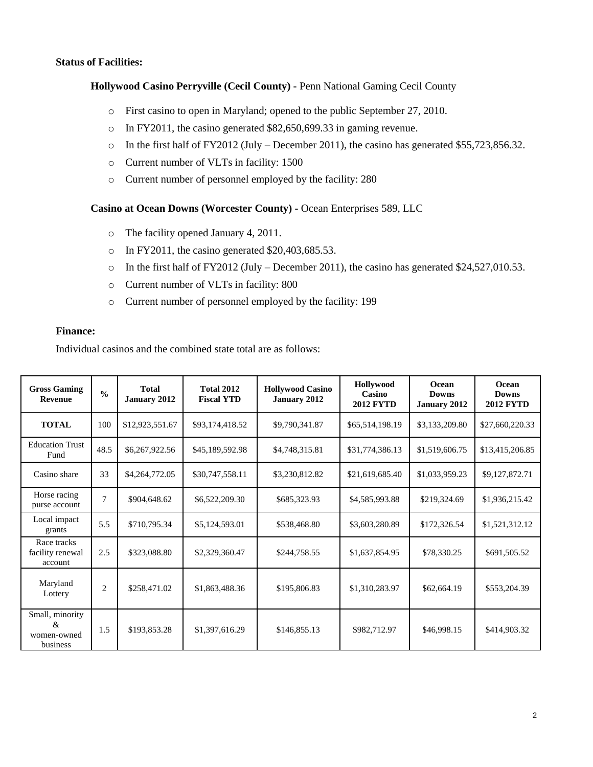**Status of Facilities:**

**Hollywood Casino Perryville (Cecil County) -** Penn National Gaming Cecil County

- First casino to open in Maryland; opened to the public September 27, 2010.
- In FY2011, the casino generated $82,650,699.33 in gaming revenue.
- In the first half of FY2012 (July – December 2011), the casino has generated $55,723,856.32.
- Current number of VLTs in facility: 1500
- Current number of personnel employed by the facility: 280

**Casino at Ocean Downs (Worcester County) -** Ocean Enterprises 589, LLC

- The facility opened January 4, 2011.
- In FY2011, the casino generated $20,403,685.53.
- In the first half of FY2012 (July – December 2011), the casino has generated $24,527,010.53.
- Current number of VLTs in facility: 800
- Current number of personnel employed by the facility: 199

**Finance:**

Individual casinos and the combined state total are as follows:

| Gross Gaming Revenue | % | Total January 2012 | Total 2012 Fiscal YTD | Hollywood Casino January 2012 | Hollywood Casino 2012 FYTD | Ocean Downs January 2012 | Ocean Downs 2012 FYTD |
|---|---|---|---|---|---|---|---|
| **TOTAL** | 100 | $12,923,551.67 | $93,174,418.52 | $9,790,341.87 | $65,514,198.19 | $3,133,209.80 | $27,660,220.33 |
| Education Trust Fund | 48.5 | $6,267,922.56 | $45,189,592.98 | $4,748,315.81 | $31,774,386.13 | $1,519,606.75 | $13,415,206.85 |
| Casino share | 33 | $4,264,772.05 | $30,747,558.11 | $3,230,812.82 | $21,619,685.40 | $1,033,959.23 | $9,127,872.71 |
| Horse racing purse account | 7 | $904,648.62 | $6,522,209.30 | $685,323.93 | $4,585,993.88 | $219,324.69 | $1,936,215.42 |
| Local impact grants | 5.5 | $710,795.34 | $5,124,593.01 | $538,468.80 | $3,603,280.89 | $172,326.54 | $1,521,312.12 |
| Race tracks facility renewal account | 2.5 | $323,088.80 | $2,329,360.47 | $244,758.55 | $1,637,854.95 | $78,330.25 | $691,505.52 |
| Maryland Lottery | 2 | $258,471.02 | $1,863,488.36 | $195,806.83 | $1,310,283.97 | $62,664.19 | $553,204.39 |
| Small, minority & women-owned business | 1.5 | $193,853.28 | $1,397,616.29 | $146,855.13 | $982,712.97 | $46,998.15 | $414,903.32 |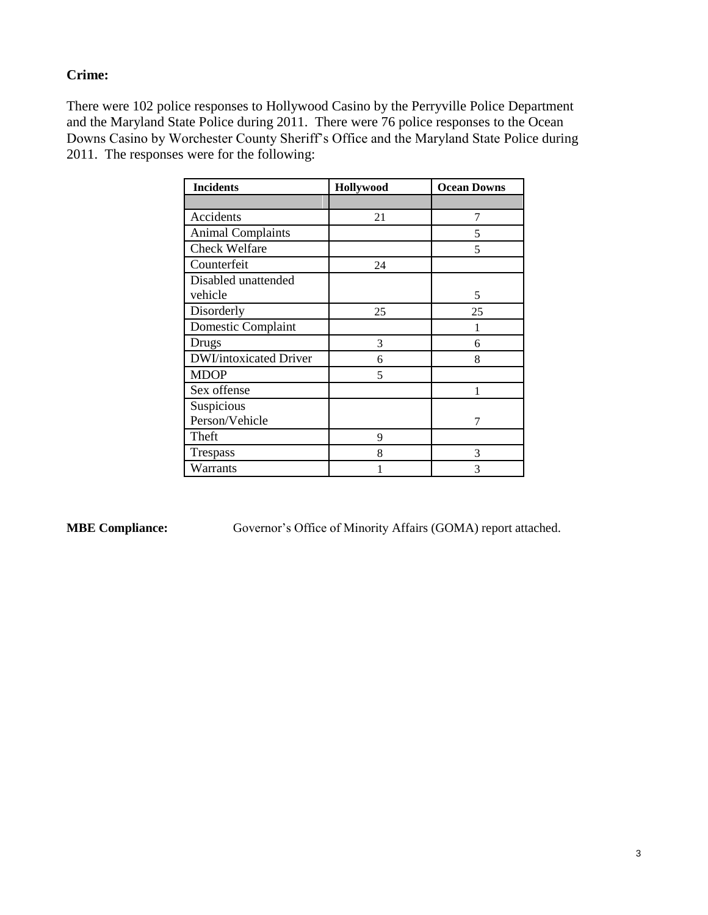**Crime:**

There were 102 police responses to Hollywood Casino by the Perryville Police Department and the Maryland State Police during 2011. There were 76 police responses to the Ocean Downs Casino by Worchester County Sheriff's Office and the Maryland State Police during 2011. The responses were for the following:

| Incidents | Hollywood | Ocean Downs |
|---|---|---|
| | | |
| Accidents | 21 | 7 |
| Animal Complaints | | 5 |
| Check Welfare | | 5 |
| Counterfeit | 24 | |
| Disabled unattended vehicle | | 5 |
| Disorderly | 25 | 25 |
| Domestic Complaint | | 1 |
| Drugs | 3 | 6 |
| DWI/intoxicated Driver | 6 | 8 |
| MDOP | 5 | |
| Sex offense | | 1 |
| Suspicious Person/Vehicle | | 7 |
| Theft | 9 | |
| Trespass | 8 | 3 |
| Warrants | 1 | 3 |

**MBE Compliance:** Governor's Office of Minority Affairs (GOMA) report attached.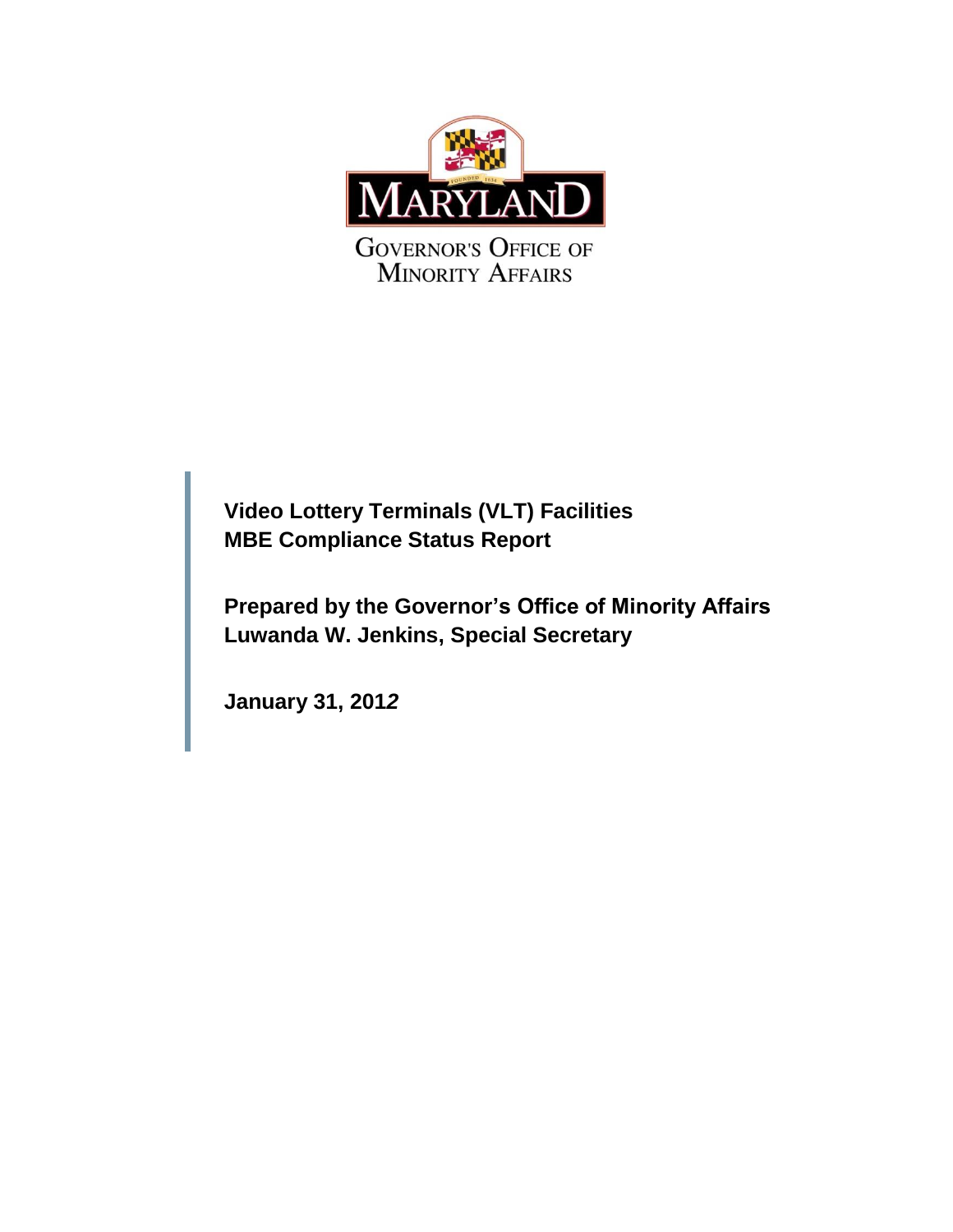Governor's Office of Minority Affairs

**Video Lottery Terminals (VLT) Facilities**
**MBE Compliance Status Report**

**Prepared by the Governor's Office of Minority Affairs**
**Luwanda W. Jenkins, Special Secretary**

**January 31, 2012**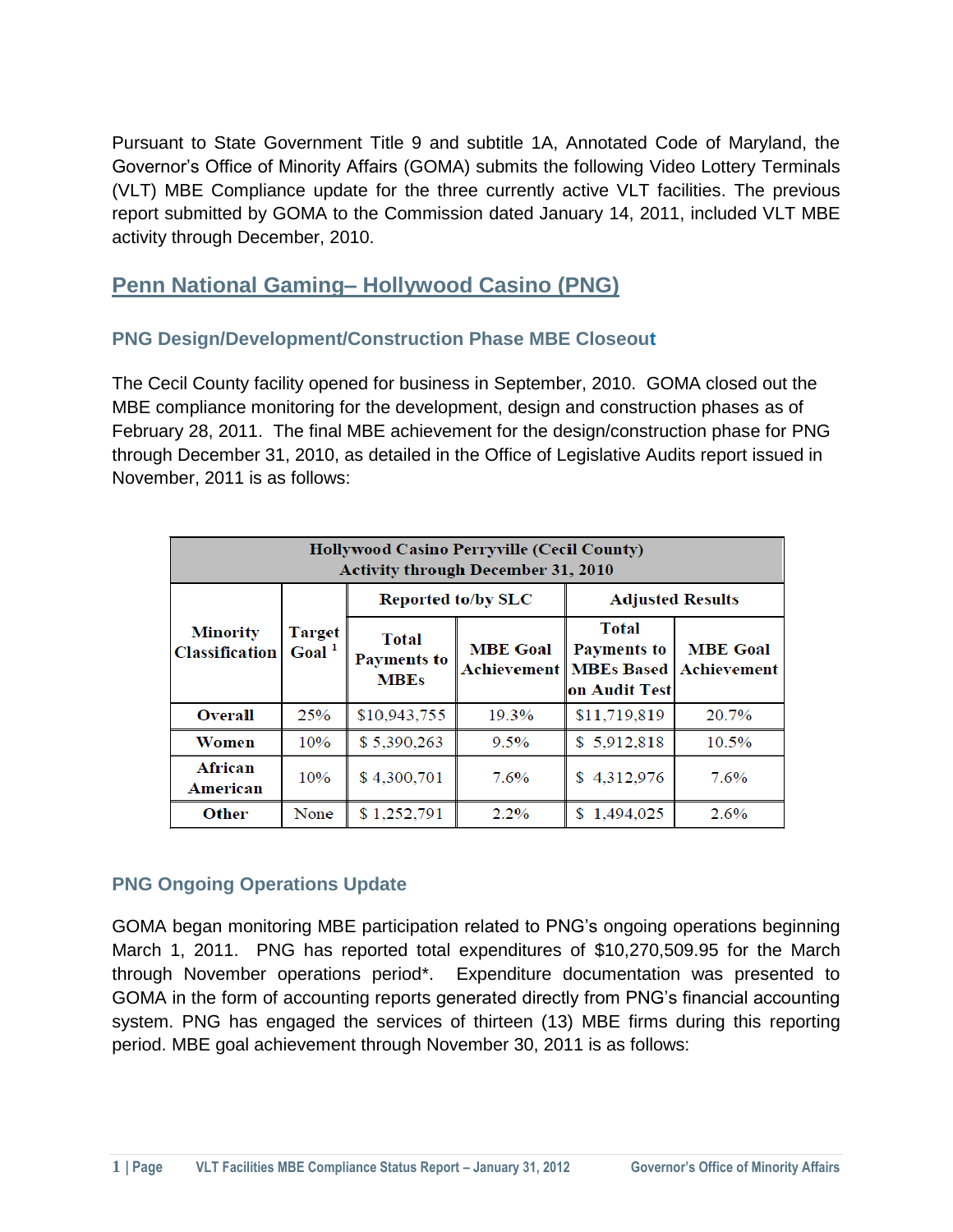Pursuant to State Government Title 9 and subtitle 1A, Annotated Code of Maryland, the Governor's Office of Minority Affairs (GOMA) submits the following Video Lottery Terminals (VLT) MBE Compliance update for the three currently active VLT facilities. The previous report submitted by GOMA to the Commission dated January 14, 2011, included VLT MBE activity through December, 2010.

## Penn National Gaming– Hollywood Casino (PNG)

### PNG Design/Development/Construction Phase MBE Closeout

The Cecil County facility opened for business in September, 2010. GOMA closed out the MBE compliance monitoring for the development, design and construction phases as of February 28, 2011. The final MBE achievement for the design/construction phase for PNG through December 31, 2010, as detailed in the Office of Legislative Audits report issued in November, 2011 is as follows:

| Hollywood Casino Perryville (Cecil County) Activity through December 31, 2010 | | | | | |
|---|---|---|---|---|---|
| | | Reported to/by SLC | | Adjusted Results | |
| Minority Classification | Target Goal [1] | Total Payments to MBEs | MBE Goal Achievement | Total Payments to MBEs Based on Audit Test | MBE Goal Achievement |
| **Overall** | 25% | $10,943,755 | 19.3% | $11,719,819 | 20.7% |
| **Women** | 10% | $ 5,390,263 | 9.5% | $ 5,912,818 | 10.5% |
| **African American** | 10% | $ 4,300,701 | 7.6% | $ 4,312,976 | 7.6% |
| **Other** | None | $ 1,252,791 | 2.2% | $ 1,494,025 | 2.6% |

### PNG Ongoing Operations Update

GOMA began monitoring MBE participation related to PNG's ongoing operations beginning March 1, 2011. PNG has reported total expenditures of $10,270,509.95 for the March through November operations period*. Expenditure documentation was presented to GOMA in the form of accounting reports generated directly from PNG's financial accounting system. PNG has engaged the services of thirteen (13) MBE firms during this reporting period. MBE goal achievement through November 30, 2011 is as follows: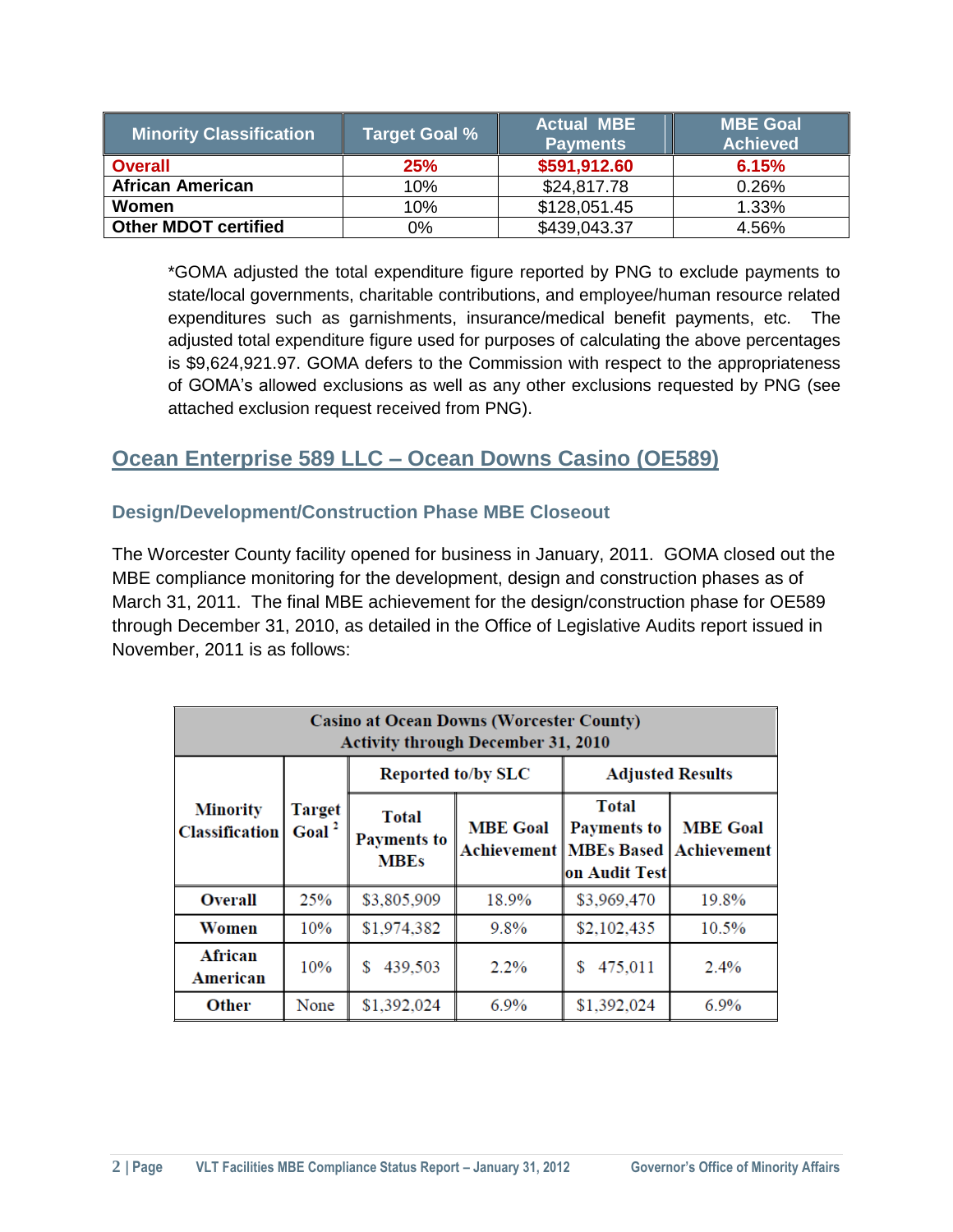| Minority Classification | Target Goal % | Actual MBE Payments | MBE Goal Achieved |
|---|---|---|---|
| **Overall** | **25%** | **$591,912.60** | **6.15%** |
| **African American** | 10% | $24,817.78 | 0.26% |
| **Women** | 10% | $128,051.45 | 1.33% |
| **Other MDOT certified** | 0% | $439,043.37 | 4.56% |

*GOMA adjusted the total expenditure figure reported by PNG to exclude payments to state/local governments, charitable contributions, and employee/human resource related expenditures such as garnishments, insurance/medical benefit payments, etc. The adjusted total expenditure figure used for purposes of calculating the above percentages is $9,624,921.97. GOMA defers to the Commission with respect to the appropriateness of GOMA's allowed exclusions as well as any other exclusions requested by PNG (see attached exclusion request received from PNG).

## Ocean Enterprise 589 LLC – Ocean Downs Casino (OE589)

### Design/Development/Construction Phase MBE Closeout

The Worcester County facility opened for business in January, 2011. GOMA closed out the MBE compliance monitoring for the development, design and construction phases as of March 31, 2011. The final MBE achievement for the design/construction phase for OE589 through December 31, 2010, as detailed in the Office of Legislative Audits report issued in November, 2011 is as follows:

| Casino at Ocean Downs (Worcester County) Activity through December 31, 2010 | | | | | |
|---|---|---|---|---|---|
| Minority Classification | Target Goal [2] | Reported to/by SLC | | Adjusted Results | |
| | | Total Payments to MBEs | MBE Goal Achievement | Total Payments to MBEs Based on Audit Test | MBE Goal Achievement |
| **Overall** | 25% | $3,805,909 | 18.9% | $3,969,470 | 19.8% |
| **Women** | 10% | $1,974,382 | 9.8% | $2,102,435 | 10.5% |
| **African American** | 10% | $ 439,503 | 2.2% | $ 475,011 | 2.4% |
| **Other** | None | $1,392,024 | 6.9% | $1,392,024 | 6.9% |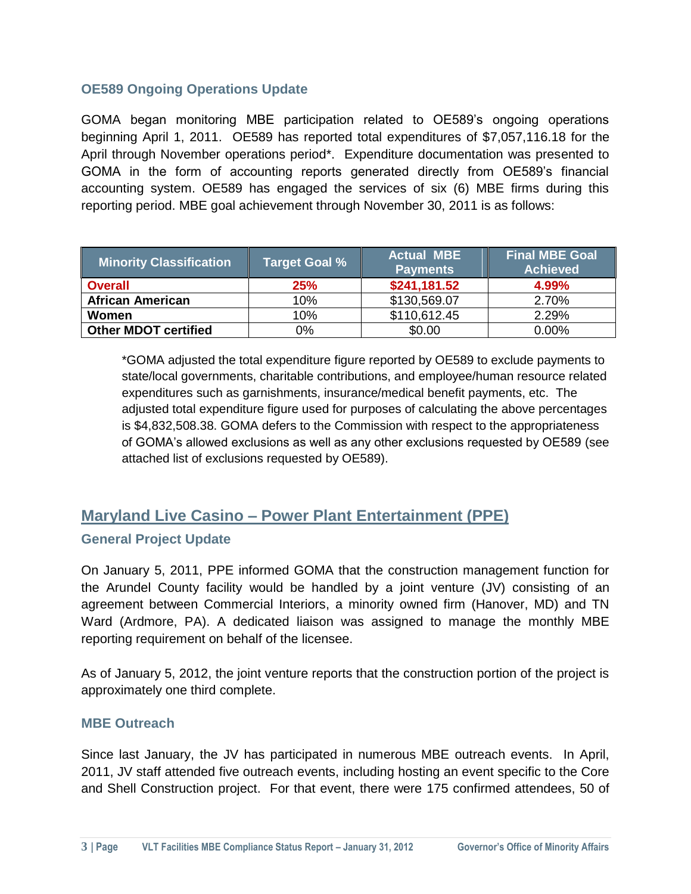### OE589 Ongoing Operations Update

GOMA began monitoring MBE participation related to OE589's ongoing operations beginning April 1, 2011. OE589 has reported total expenditures of $7,057,116.18 for the April through November operations period*. Expenditure documentation was presented to GOMA in the form of accounting reports generated directly from OE589's financial accounting system. OE589 has engaged the services of six (6) MBE firms during this reporting period. MBE goal achievement through November 30, 2011 is as follows:

| Minority Classification | Target Goal % | Actual MBE Payments | Final MBE Goal Achieved |
|---|---|---|---|
| **Overall** | **25%** | **$241,181.52** | **4.99%** |
| **African American** | 10% | $130,569.07 | 2.70% |
| **Women** | 10% | $110,612.45 | 2.29% |
| **Other MDOT certified** | 0% | $0.00 | 0.00% |

*GOMA adjusted the total expenditure figure reported by OE589 to exclude payments to state/local governments, charitable contributions, and employee/human resource related expenditures such as garnishments, insurance/medical benefit payments, etc. The adjusted total expenditure figure used for purposes of calculating the above percentages is $4,832,508.38. GOMA defers to the Commission with respect to the appropriateness of GOMA's allowed exclusions as well as any other exclusions requested by OE589 (see attached list of exclusions requested by OE589).

## Maryland Live Casino – Power Plant Entertainment (PPE)

### General Project Update

On January 5, 2011, PPE informed GOMA that the construction management function for the Arundel County facility would be handled by a joint venture (JV) consisting of an agreement between Commercial Interiors, a minority owned firm (Hanover, MD) and TN Ward (Ardmore, PA). A dedicated liaison was assigned to manage the monthly MBE reporting requirement on behalf of the licensee.

As of January 5, 2012, the joint venture reports that the construction portion of the project is approximately one third complete.

### MBE Outreach

Since last January, the JV has participated in numerous MBE outreach events. In April, 2011, JV staff attended five outreach events, including hosting an event specific to the Core and Shell Construction project. For that event, there were 175 confirmed attendees, 50 of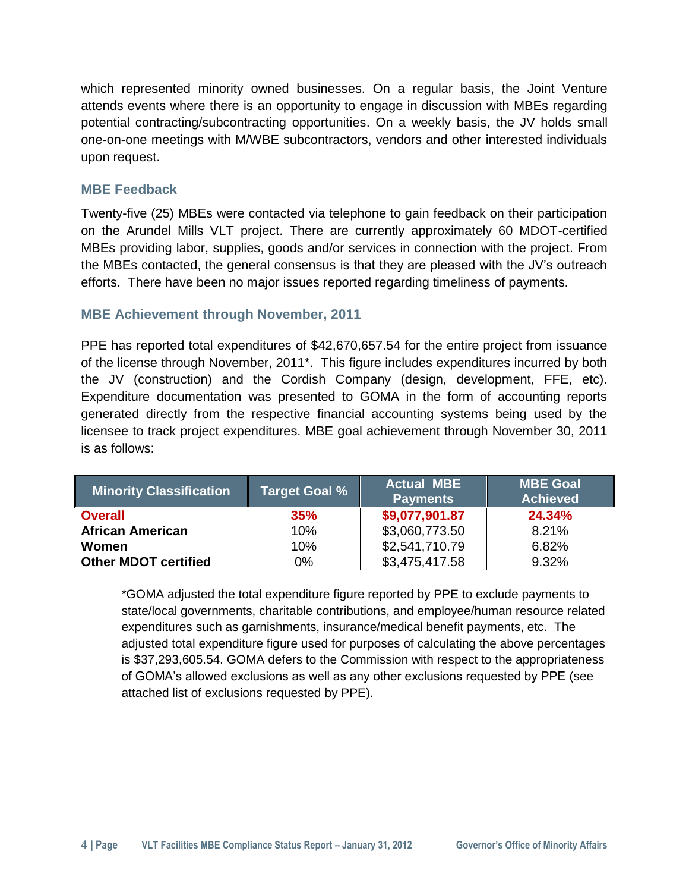which represented minority owned businesses. On a regular basis, the Joint Venture attends events where there is an opportunity to engage in discussion with MBEs regarding potential contracting/subcontracting opportunities. On a weekly basis, the JV holds small one-on-one meetings with M/WBE subcontractors, vendors and other interested individuals upon request.

### MBE Feedback

Twenty-five (25) MBEs were contacted via telephone to gain feedback on their participation on the Arundel Mills VLT project. There are currently approximately 60 MDOT-certified MBEs providing labor, supplies, goods and/or services in connection with the project. From the MBEs contacted, the general consensus is that they are pleased with the JV's outreach efforts. There have been no major issues reported regarding timeliness of payments.

### MBE Achievement through November, 2011

PPE has reported total expenditures of $42,670,657.54 for the entire project from issuance of the license through November, 2011*. This figure includes expenditures incurred by both the JV (construction) and the Cordish Company (design, development, FFE, etc). Expenditure documentation was presented to GOMA in the form of accounting reports generated directly from the respective financial accounting systems being used by the licensee to track project expenditures. MBE goal achievement through November 30, 2011 is as follows:

| Minority Classification | Target Goal % | Actual MBE Payments | MBE Goal Achieved |
|---|---|---|---|
| **Overall** | **35%** | **$9,077,901.87** | **24.34%** |
| **African American** | 10% | $3,060,773.50 | 8.21% |
| **Women** | 10% | $2,541,710.79 | 6.82% |
| **Other MDOT certified** | 0% | $3,475,417.58 | 9.32% |

*GOMA adjusted the total expenditure figure reported by PPE to exclude payments to state/local governments, charitable contributions, and employee/human resource related expenditures such as garnishments, insurance/medical benefit payments, etc. The adjusted total expenditure figure used for purposes of calculating the above percentages is $37,293,605.54. GOMA defers to the Commission with respect to the appropriateness of GOMA's allowed exclusions as well as any other exclusions requested by PPE (see attached list of exclusions requested by PPE).